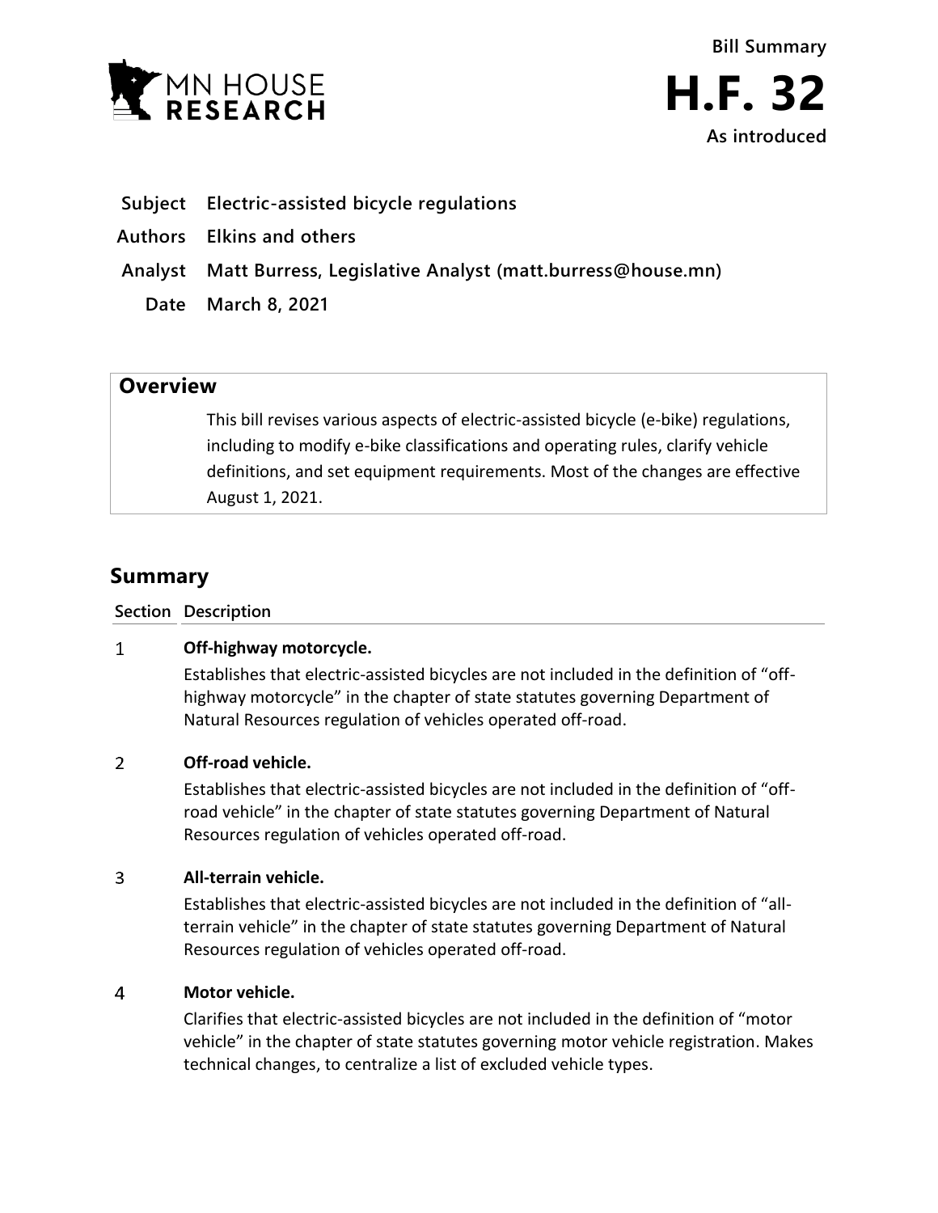Bill Summary

# H.F. 32

As introduced

**Subject** Electric-assisted bicycle regulations

**Authors** Elkins and others

**Analyst** Matt Burress, Legislative Analyst (matt.burress@house.mn)

**Date** March 8, 2021

## Overview

This bill revises various aspects of electric-assisted bicycle (e-bike) regulations, including to modify e-bike classifications and operating rules, clarify vehicle definitions, and set equipment requirements. Most of the changes are effective August 1, 2021.

## Summary

| Section | Description |
|---|---|
| 1 | **Off-highway motorcycle.** Establishes that electric-assisted bicycles are not included in the definition of "off-highway motorcycle" in the chapter of state statutes governing Department of Natural Resources regulation of vehicles operated off-road. |
| 2 | **Off-road vehicle.** Establishes that electric-assisted bicycles are not included in the definition of "off-road vehicle" in the chapter of state statutes governing Department of Natural Resources regulation of vehicles operated off-road. |
| 3 | **All-terrain vehicle.** Establishes that electric-assisted bicycles are not included in the definition of "all-terrain vehicle" in the chapter of state statutes governing Department of Natural Resources regulation of vehicles operated off-road. |
| 4 | **Motor vehicle.** Clarifies that electric-assisted bicycles are not included in the definition of "motor vehicle" in the chapter of state statutes governing motor vehicle registration. Makes technical changes, to centralize a list of excluded vehicle types. |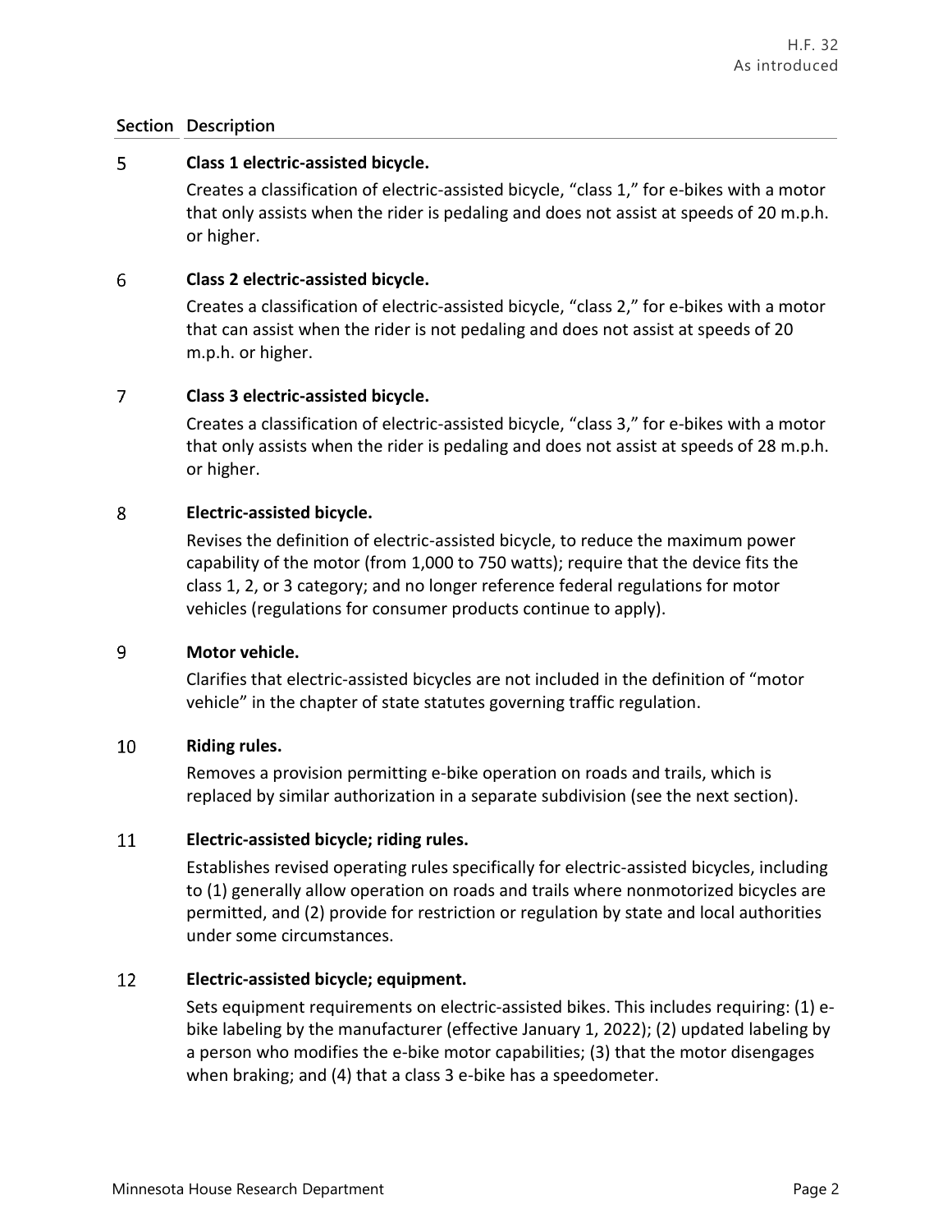| Section | Description |
|---|---|
| 5 | **Class 1 electric-assisted bicycle.**<br>Creates a classification of electric-assisted bicycle, "class 1," for e-bikes with a motor that only assists when the rider is pedaling and does not assist at speeds of 20 m.p.h. or higher. |
| 6 | **Class 2 electric-assisted bicycle.**<br>Creates a classification of electric-assisted bicycle, "class 2," for e-bikes with a motor that can assist when the rider is not pedaling and does not assist at speeds of 20 m.p.h. or higher. |
| 7 | **Class 3 electric-assisted bicycle.**<br>Creates a classification of electric-assisted bicycle, "class 3," for e-bikes with a motor that only assists when the rider is pedaling and does not assist at speeds of 28 m.p.h. or higher. |
| 8 | **Electric-assisted bicycle.**<br>Revises the definition of electric-assisted bicycle, to reduce the maximum power capability of the motor (from 1,000 to 750 watts); require that the device fits the class 1, 2, or 3 category; and no longer reference federal regulations for motor vehicles (regulations for consumer products continue to apply). |
| 9 | **Motor vehicle.**<br>Clarifies that electric-assisted bicycles are not included in the definition of "motor vehicle" in the chapter of state statutes governing traffic regulation. |
| 10 | **Riding rules.**<br>Removes a provision permitting e-bike operation on roads and trails, which is replaced by similar authorization in a separate subdivision (see the next section). |
| 11 | **Electric-assisted bicycle; riding rules.**<br>Establishes revised operating rules specifically for electric-assisted bicycles, including to (1) generally allow operation on roads and trails where nonmotorized bicycles are permitted, and (2) provide for restriction or regulation by state and local authorities under some circumstances. |
| 12 | **Electric-assisted bicycle; equipment.**<br>Sets equipment requirements on electric-assisted bikes. This includes requiring: (1) e-bike labeling by the manufacturer (effective January 1, 2022); (2) updated labeling by a person who modifies the e-bike motor capabilities; (3) that the motor disengages when braking; and (4) that a class 3 e-bike has a speedometer. |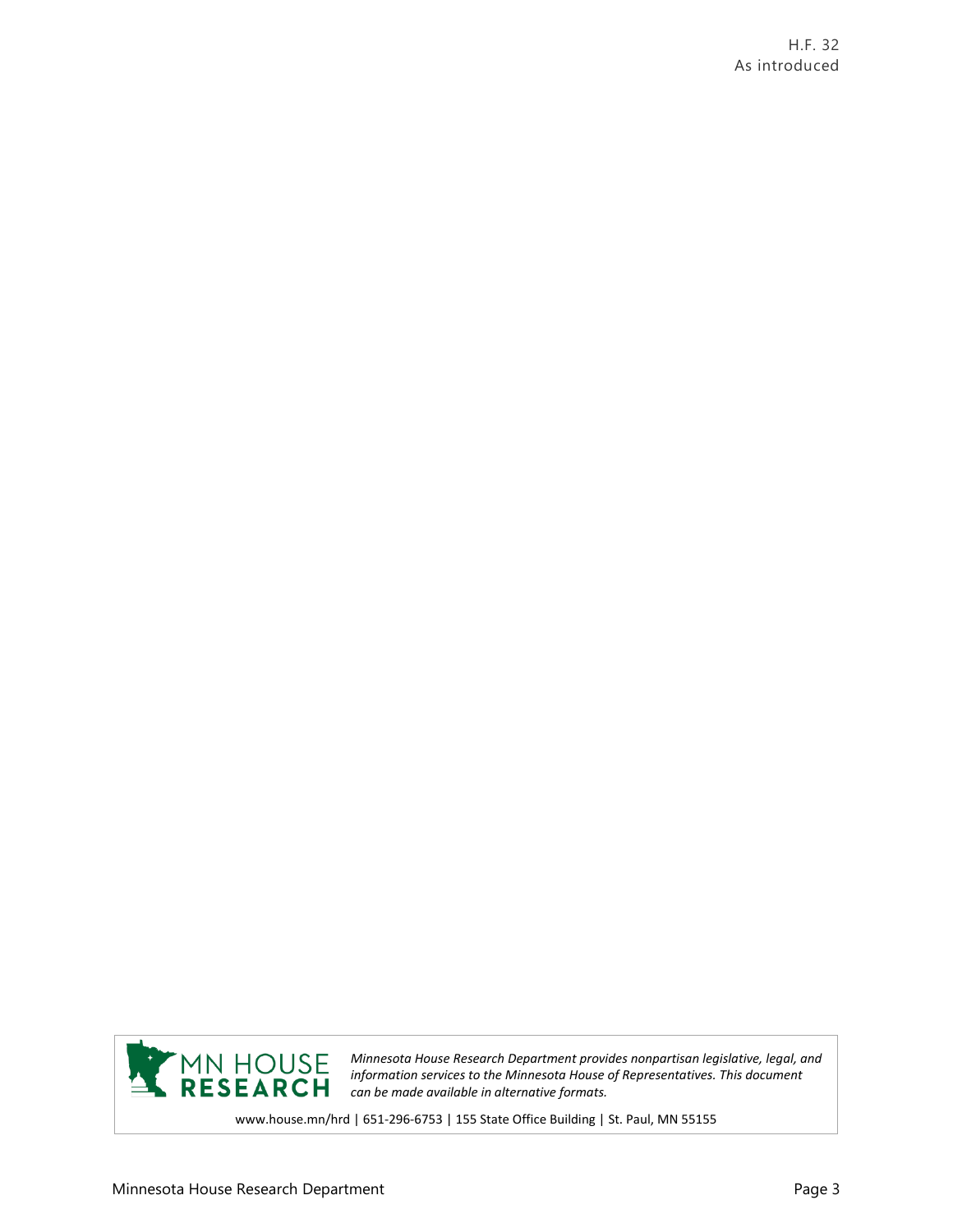Minnesota House Research Department provides nonpartisan legislative, legal, and information services to the Minnesota House of Representatives. This document can be made available in alternative formats.

www.house.mn/hrd | 651-296-6753 | 155 State Office Building | St. Paul, MN 55155